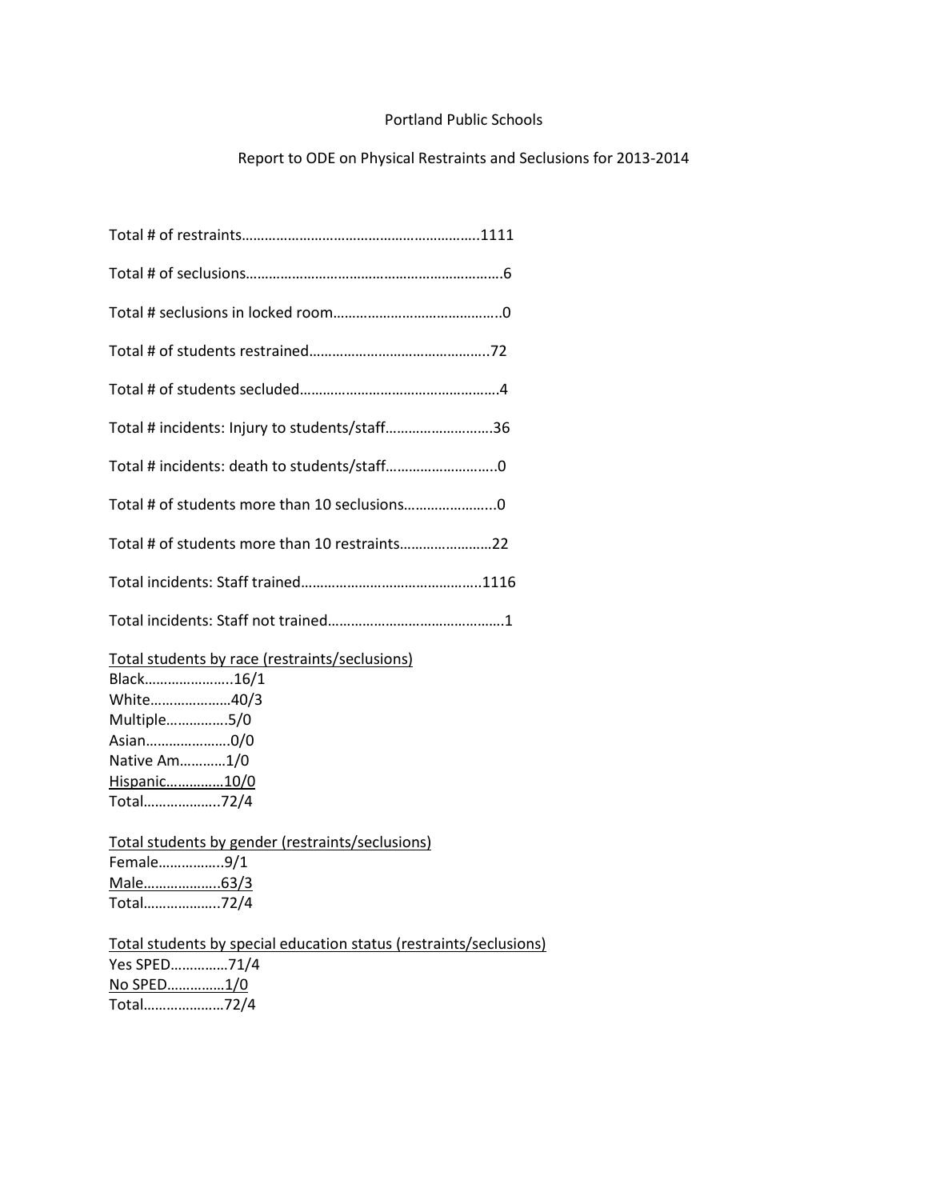Portland Public Schools

Report to ODE on Physical Restraints and Seclusions for 2013-2014

Total # of restraints……………………………………………………..1111

Total # of seclusions…………………………………………………………6

Total # seclusions in locked room……………………………………..0

Total # of students restrained………………………………………..72

Total # of students secluded……………………………………………4

Total # incidents: Injury to students/staff……………………….36

Total # incidents: death to students/staff………………………..0

Total # of students more than 10 seclusions…………………...0

Total # of students more than 10 restraints……………………22

Total incidents: Staff trained………………………………………..1116

Total incidents: Staff not trained……………………………………….1

Total students by race (restraints/seclusions)
Black…………………..16/1
White…………………40/3
Multiple…………….5/0
Asian………………….0/0
Native Am…………1/0
Hispanic…………..10/0
Total………………..72/4

Total students by gender (restraints/seclusions)
Female……………..9/1
Male………………..63/3
Total………………..72/4

Total students by special education status (restraints/seclusions)
Yes SPED……………71/4
No SPED……………1/0
Total…………………72/4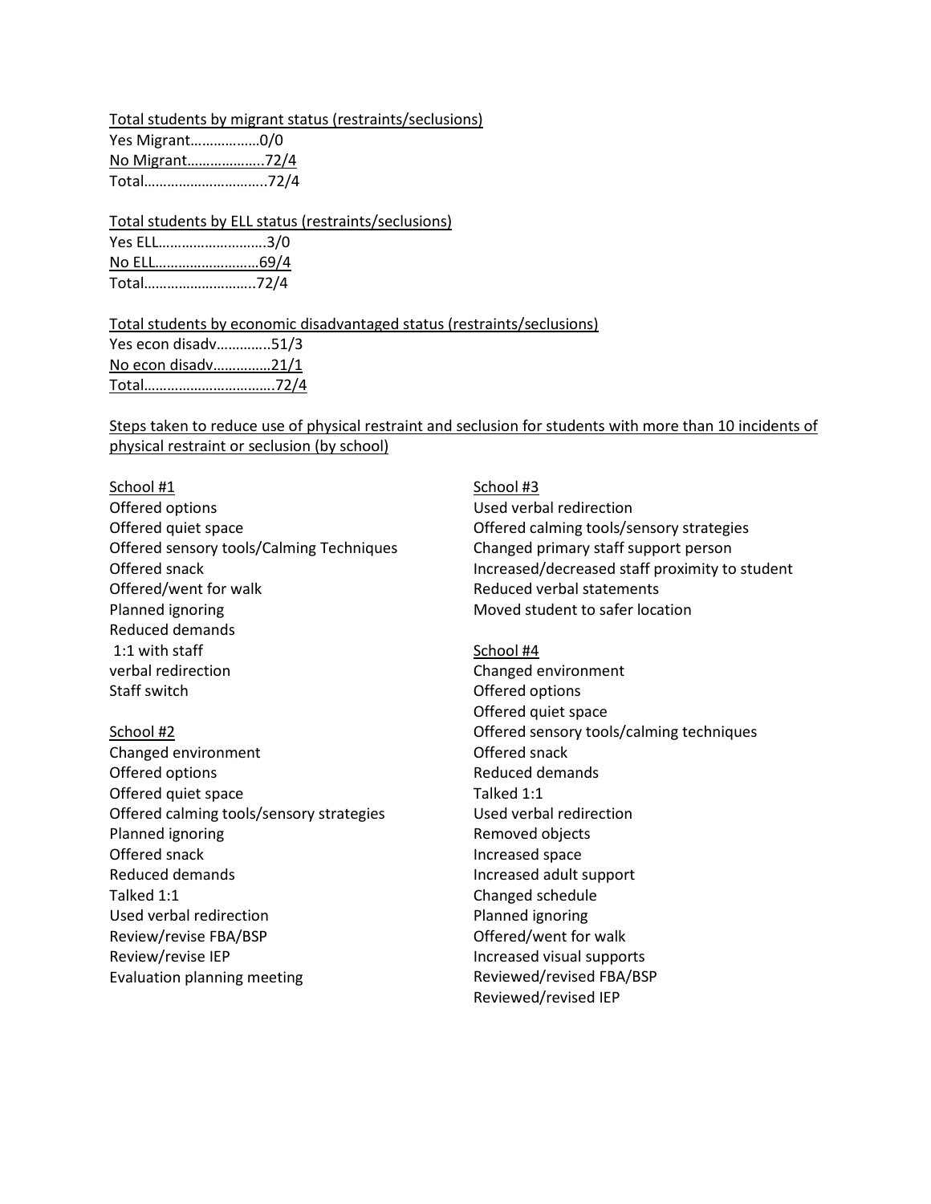Total students by migrant status (restraints/seclusions)

Yes Migrant………………0/0
No Migrant………………..72/4
Total…………………………..72/4

Total students by ELL status (restraints/seclusions)

Yes ELL………………………3/0
No ELL………………………69/4
Total………………………..72/4

Total students by economic disadvantaged status (restraints/seclusions)

Yes econ disadv…………..51/3
No econ disadv……………21/1
Total……………………………..72/4

Steps taken to reduce use of physical restraint and seclusion for students with more than 10 incidents of physical restraint or seclusion (by school)

School #1

Offered options
Offered quiet space
Offered sensory tools/Calming Techniques
Offered snack
Offered/went for walk
Planned ignoring
Reduced demands
1:1 with staff
verbal redirection
Staff switch

School #2

Changed environment
Offered options
Offered quiet space
Offered calming tools/sensory strategies
Planned ignoring
Offered snack
Reduced demands
Talked 1:1
Used verbal redirection
Review/revise FBA/BSP
Review/revise IEP
Evaluation planning meeting

School #3

Used verbal redirection
Offered calming tools/sensory strategies
Changed primary staff support person
Increased/decreased staff proximity to student
Reduced verbal statements
Moved student to safer location

School #4

Changed environment
Offered options
Offered quiet space
Offered sensory tools/calming techniques
Offered snack
Reduced demands
Talked 1:1
Used verbal redirection
Removed objects
Increased space
Increased adult support
Changed schedule
Planned ignoring
Offered/went for walk
Increased visual supports
Reviewed/revised FBA/BSP
Reviewed/revised IEP